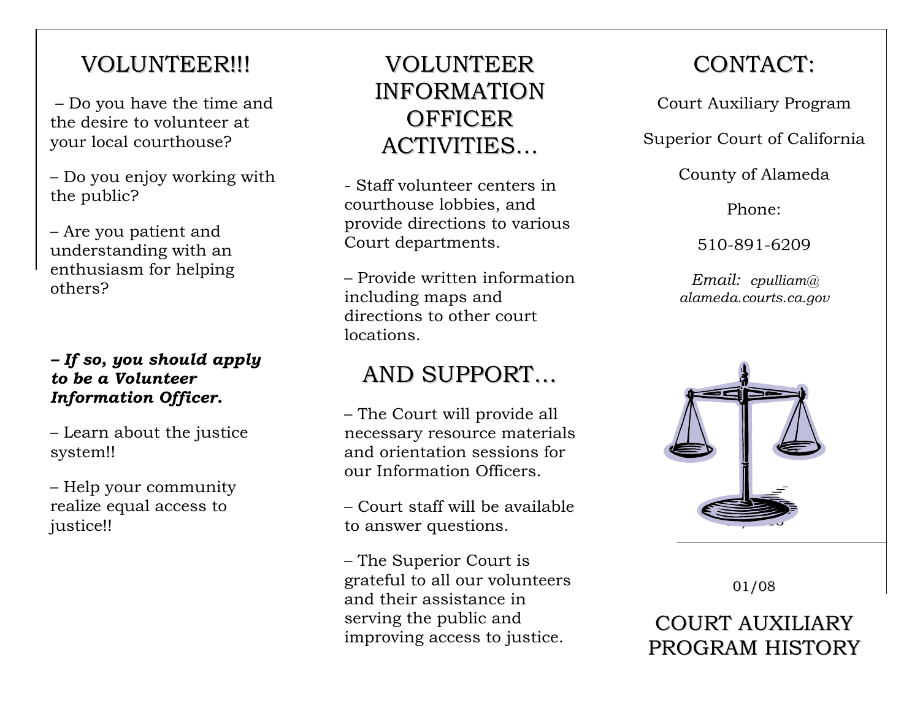# VOLUNTEER!!!

– Do you have the time and the desire to volunteer at your local courthouse?

– Do you enjoy working with the public?

– Are you patient and understanding with an enthusiasm for helping others?

***– If so, you should apply to be a Volunteer Information Officer.***

– Learn about the justice system!!

– Help your community realize equal access to justice!!

# VOLUNTEER INFORMATION OFFICER ACTIVITIES…

- Staff volunteer centers in courthouse lobbies, and provide directions to various Court departments.

– Provide written information including maps and directions to other court locations.

# AND SUPPORT…

– The Court will provide all necessary resource materials and orientation sessions for our Information Officers.

– Court staff will be available to answer questions.

– The Superior Court is grateful to all our volunteers and their assistance in serving the public and improving access to justice.

# CONTACT:

Court Auxiliary Program

Superior Court of California

County of Alameda

Phone:

510-891-6209

*Email: cpulliam@alameda.courts.ca.gov*

01/08

# COURT AUXILIARY PROGRAM HISTORY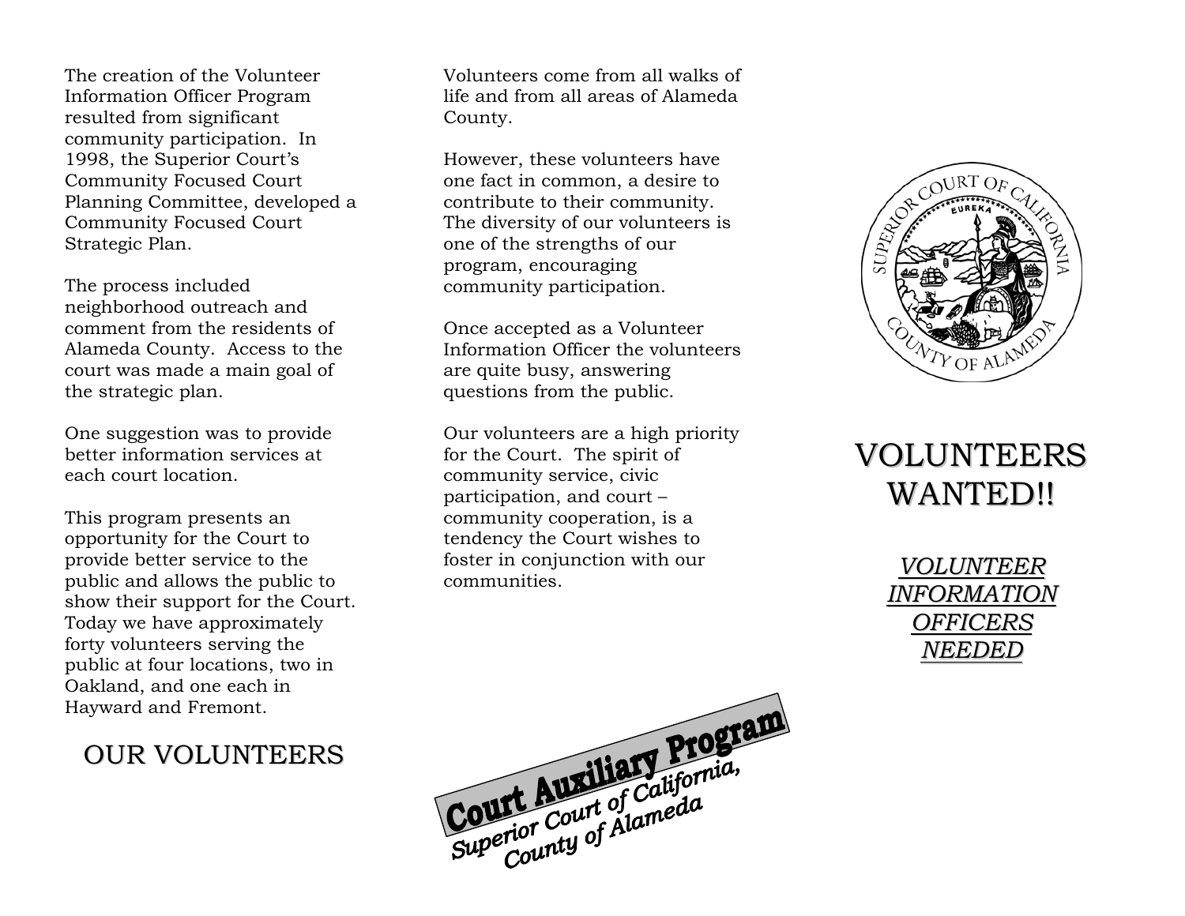The creation of the Volunteer Information Officer Program resulted from significant community participation. In 1998, the Superior Court's Community Focused Court Planning Committee, developed a Community Focused Court Strategic Plan.

The process included neighborhood outreach and comment from the residents of Alameda County. Access to the court was made a main goal of the strategic plan.

One suggestion was to provide better information services at each court location.

This program presents an opportunity for the Court to provide better service to the public and allows the public to show their support for the Court. Today we have approximately forty volunteers serving the public at four locations, two in Oakland, and one each in Hayward and Fremont.

## OUR VOLUNTEERS

Volunteers come from all walks of life and from all areas of Alameda County.

However, these volunteers have one fact in common, a desire to contribute to their community. The diversity of our volunteers is one of the strengths of our program, encouraging community participation.

Once accepted as a Volunteer Information Officer the volunteers are quite busy, answering questions from the public.

Our volunteers are a high priority for the Court. The spirit of community service, civic participation, and court – community cooperation, is a tendency the Court wishes to foster in conjunction with our communities.

**Court Auxiliary Program**

*Superior Court of California, County of Alameda*

SUPERIOR COURT OF CALIFORNIA
EUREKA
COUNTY OF ALAMEDA

# VOLUNTEERS WANTED!!

***VOLUNTEER INFORMATION OFFICERS NEEDED***